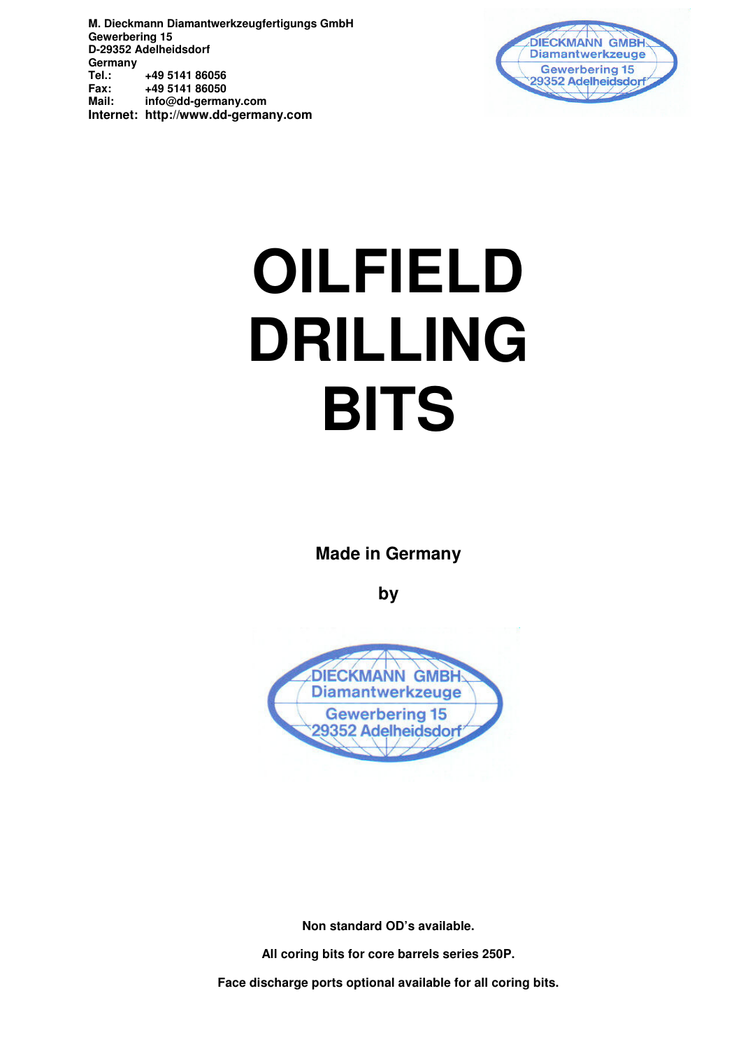**M. Dieckmann Diamantwerkzeugfertigungs GmbH**
**Gewerbering 15**
**D-29352 Adelheidsdorf**
**Germany**
**Tel.: +49 5141 86056**
**Fax: +49 5141 86050**
**Mail: info@dd-germany.com**
**Internet: http://www.dd-germany.com**

DIECKMANN GMBH
Diamantwerkzeuge
Gewerbering 15
29352 Adelheidsdorf

# OILFIELD DRILLING BITS

**Made in Germany**

**by**

DIECKMANN GMBH
Diamantwerkzeuge
Gewerbering 15
29352 Adelheidsdorf

**Non standard OD's available.**

**All coring bits for core barrels series 250P.**

**Face discharge ports optional available for all coring bits.**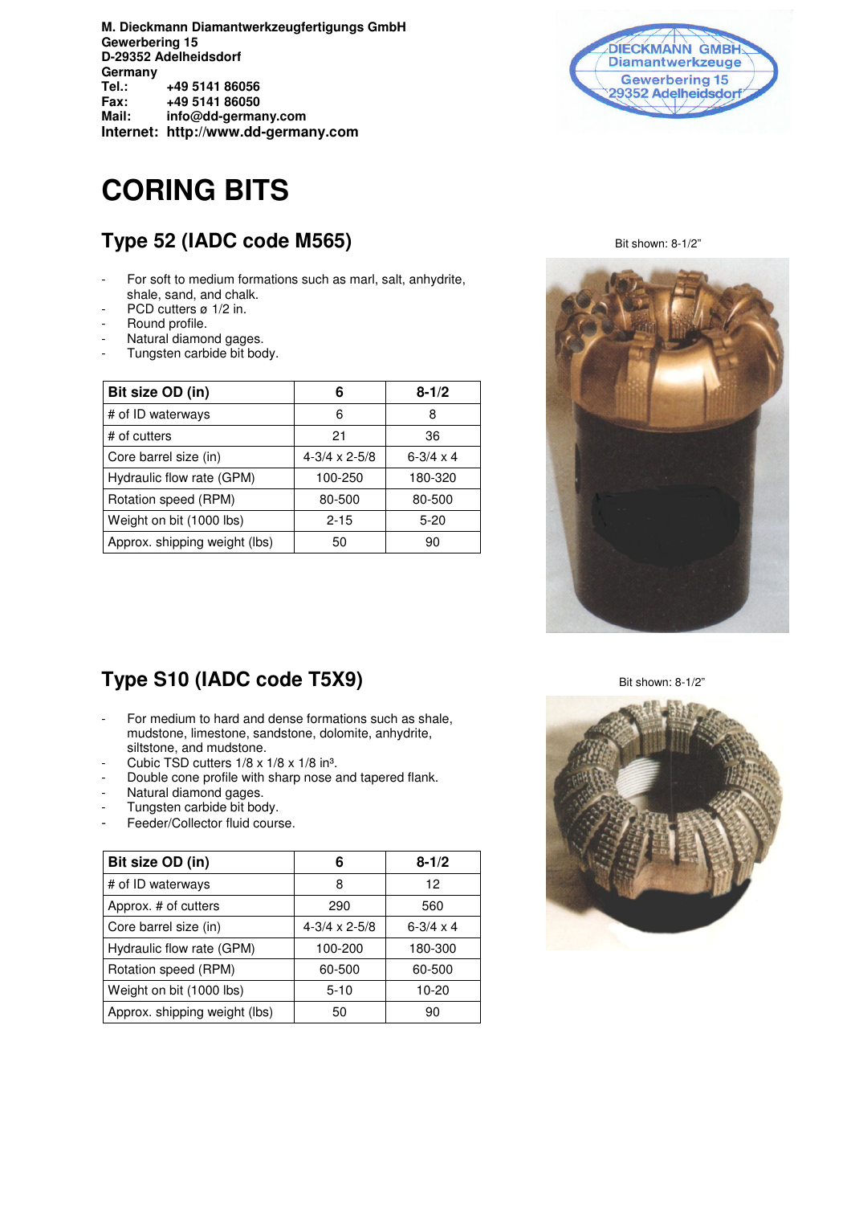**M. Dieckmann Diamantwerkzeugfertigungs GmbH**
**Gewerbering 15**
**D-29352 Adelheidsdorf**
**Germany**
**Tel.: +49 5141 86056**
**Fax: +49 5141 86050**
**Mail: info@dd-germany.com**
**Internet: http://www.dd-germany.com**

# CORING BITS

## Type 52 (IADC code M565)

Bit shown: 8-1/2"

- For soft to medium formations such as marl, salt, anhydrite, shale, sand, and chalk.
- PCD cutters ø 1/2 in.
- Round profile.
- Natural diamond gages.
- Tungsten carbide bit body.

| Bit size OD (in) | 6 | 8-1/2 |
|---|---|---|
| # of ID waterways | 6 | 8 |
| # of cutters | 21 | 36 |
| Core barrel size (in) | 4-3/4 x 2-5/8 | 6-3/4 x 4 |
| Hydraulic flow rate (GPM) | 100-250 | 180-320 |
| Rotation speed (RPM) | 80-500 | 80-500 |
| Weight on bit (1000 lbs) | 2-15 | 5-20 |
| Approx. shipping weight (lbs) | 50 | 90 |

## Type S10 (IADC code T5X9)

Bit shown: 8-1/2"

- For medium to hard and dense formations such as shale, mudstone, limestone, sandstone, dolomite, anhydrite, siltstone, and mudstone.
- Cubic TSD cutters 1/8 x 1/8 x 1/8 in³.
- Double cone profile with sharp nose and tapered flank.
- Natural diamond gages.
- Tungsten carbide bit body.
- Feeder/Collector fluid course.

| Bit size OD (in) | 6 | 8-1/2 |
|---|---|---|
| # of ID waterways | 8 | 12 |
| Approx. # of cutters | 290 | 560 |
| Core barrel size (in) | 4-3/4 x 2-5/8 | 6-3/4 x 4 |
| Hydraulic flow rate (GPM) | 100-200 | 180-300 |
| Rotation speed (RPM) | 60-500 | 60-500 |
| Weight on bit (1000 lbs) | 5-10 | 10-20 |
| Approx. shipping weight (lbs) | 50 | 90 |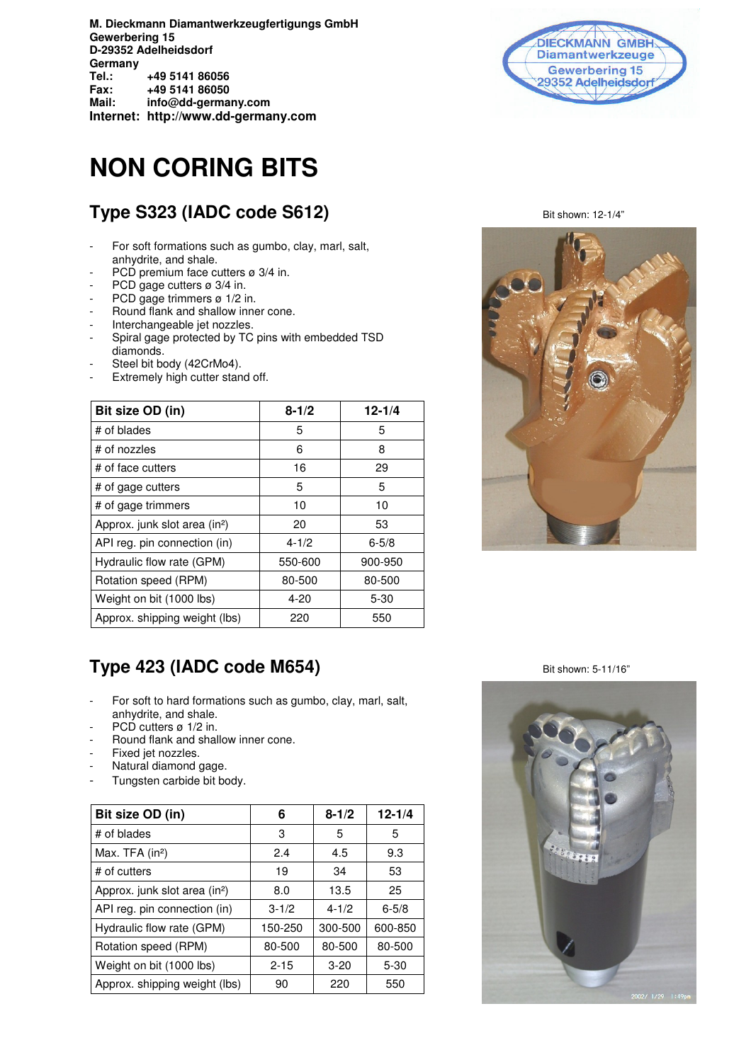**M. Dieckmann Diamantwerkzeugfertigungs GmbH**
**Gewerbering 15**
**D-29352 Adelheidsdorf**
**Germany**
**Tel.: +49 5141 86056**
**Fax: +49 5141 86050**
**Mail: info@dd-germany.com**
**Internet: http://www.dd-germany.com**

DIECKMANN GMBH
Diamantwerkzeuge
Gewerbering 15
29352 Adelheidsdorf

# NON CORING BITS

## Type S323 (IADC code S612)

Bit shown: 12-1/4"

- For soft formations such as gumbo, clay, marl, salt, anhydrite, and shale.
- PCD premium face cutters ø 3/4 in.
- PCD gage cutters ø 3/4 in.
- PCD gage trimmers ø 1/2 in.
- Round flank and shallow inner cone.
- Interchangeable jet nozzles.
- Spiral gage protected by TC pins with embedded TSD diamonds.
- Steel bit body (42CrMo4).
- Extremely high cutter stand off.

| Bit size OD (in) | 8-1/2 | 12-1/4 |
|---|---|---|
| # of blades | 5 | 5 |
| # of nozzles | 6 | 8 |
| # of face cutters | 16 | 29 |
| # of gage cutters | 5 | 5 |
| # of gage trimmers | 10 | 10 |
| Approx. junk slot area (in²) | 20 | 53 |
| API reg. pin connection (in) | 4-1/2 | 6-5/8 |
| Hydraulic flow rate (GPM) | 550-600 | 900-950 |
| Rotation speed (RPM) | 80-500 | 80-500 |
| Weight on bit (1000 lbs) | 4-20 | 5-30 |
| Approx. shipping weight (lbs) | 220 | 550 |

## Type 423 (IADC code M654)

Bit shown: 5-11/16"

- For soft to hard formations such as gumbo, clay, marl, salt, anhydrite, and shale.
- PCD cutters ø 1/2 in.
- Round flank and shallow inner cone.
- Fixed jet nozzles.
- Natural diamond gage.
- Tungsten carbide bit body.

| Bit size OD (in) | 6 | 8-1/2 | 12-1/4 |
|---|---|---|---|
| # of blades | 3 | 5 | 5 |
| Max. TFA (in²) | 2.4 | 4.5 | 9.3 |
| # of cutters | 19 | 34 | 53 |
| Approx. junk slot area (in²) | 8.0 | 13.5 | 25 |
| API reg. pin connection (in) | 3-1/2 | 4-1/2 | 6-5/8 |
| Hydraulic flow rate (GPM) | 150-250 | 300-500 | 600-850 |
| Rotation speed (RPM) | 80-500 | 80-500 | 80-500 |
| Weight on bit (1000 lbs) | 2-15 | 3-20 | 5-30 |
| Approx. shipping weight (lbs) | 90 | 220 | 550 |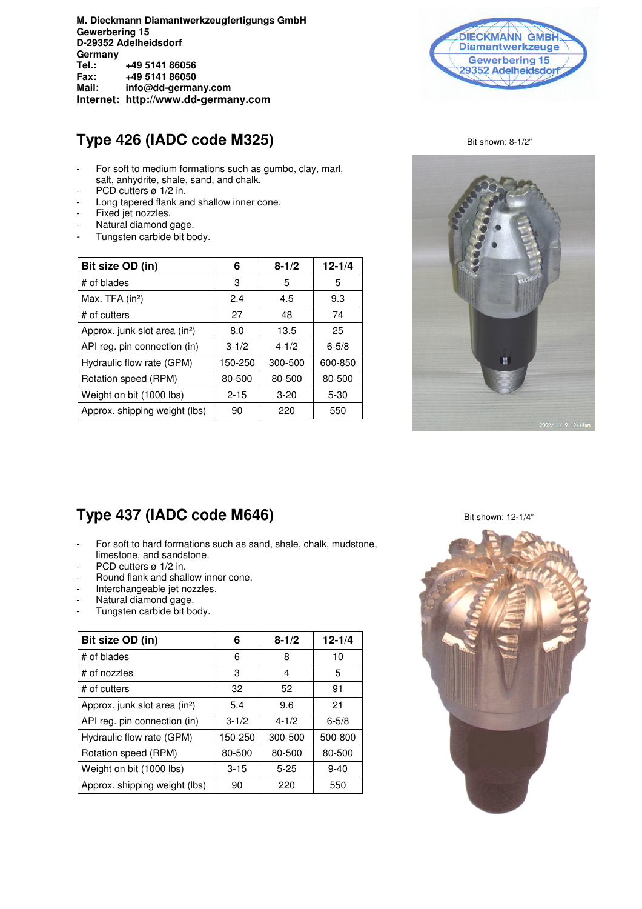M. Dieckmann Diamantwerkzeugfertigungs GmbH
Gewerbering 15
D-29352 Adelheidsdorf
Germany
Tel.: +49 5141 86056
Fax: +49 5141 86050
Mail: info@dd-germany.com
Internet: http://www.dd-germany.com

DIECKMANN GMBH
Diamantwerkzeuge
Gewerbering 15
29352 Adelheidsdorf

## Type 426 (IADC code M325)

Bit shown: 8-1/2"

- For soft to medium formations such as gumbo, clay, marl, salt, anhydrite, shale, sand, and chalk.
- PCD cutters ø 1/2 in.
- Long tapered flank and shallow inner cone.
- Fixed jet nozzles.
- Natural diamond gage.
- Tungsten carbide bit body.

| Bit size OD (in) | 6 | 8-1/2 | 12-1/4 |
|---|---|---|---|
| # of blades | 3 | 5 | 5 |
| Max. TFA (in²) | 2.4 | 4.5 | 9.3 |
| # of cutters | 27 | 48 | 74 |
| Approx. junk slot area (in²) | 8.0 | 13.5 | 25 |
| API reg. pin connection (in) | 3-1/2 | 4-1/2 | 6-5/8 |
| Hydraulic flow rate (GPM) | 150-250 | 300-500 | 600-850 |
| Rotation speed (RPM) | 80-500 | 80-500 | 80-500 |
| Weight on bit (1000 lbs) | 2-15 | 3-20 | 5-30 |
| Approx. shipping weight (lbs) | 90 | 220 | 550 |

## Type 437 (IADC code M646)

Bit shown: 12-1/4"

- For soft to hard formations such as sand, shale, chalk, mudstone, limestone, and sandstone.
- PCD cutters ø 1/2 in.
- Round flank and shallow inner cone.
- Interchangeable jet nozzles.
- Natural diamond gage.
- Tungsten carbide bit body.

| Bit size OD (in) | 6 | 8-1/2 | 12-1/4 |
|---|---|---|---|
| # of blades | 6 | 8 | 10 |
| # of nozzles | 3 | 4 | 5 |
| # of cutters | 32 | 52 | 91 |
| Approx. junk slot area (in²) | 5.4 | 9.6 | 21 |
| API reg. pin connection (in) | 3-1/2 | 4-1/2 | 6-5/8 |
| Hydraulic flow rate (GPM) | 150-250 | 300-500 | 500-800 |
| Rotation speed (RPM) | 80-500 | 80-500 | 80-500 |
| Weight on bit (1000 lbs) | 3-15 | 5-25 | 9-40 |
| Approx. shipping weight (lbs) | 90 | 220 | 550 |